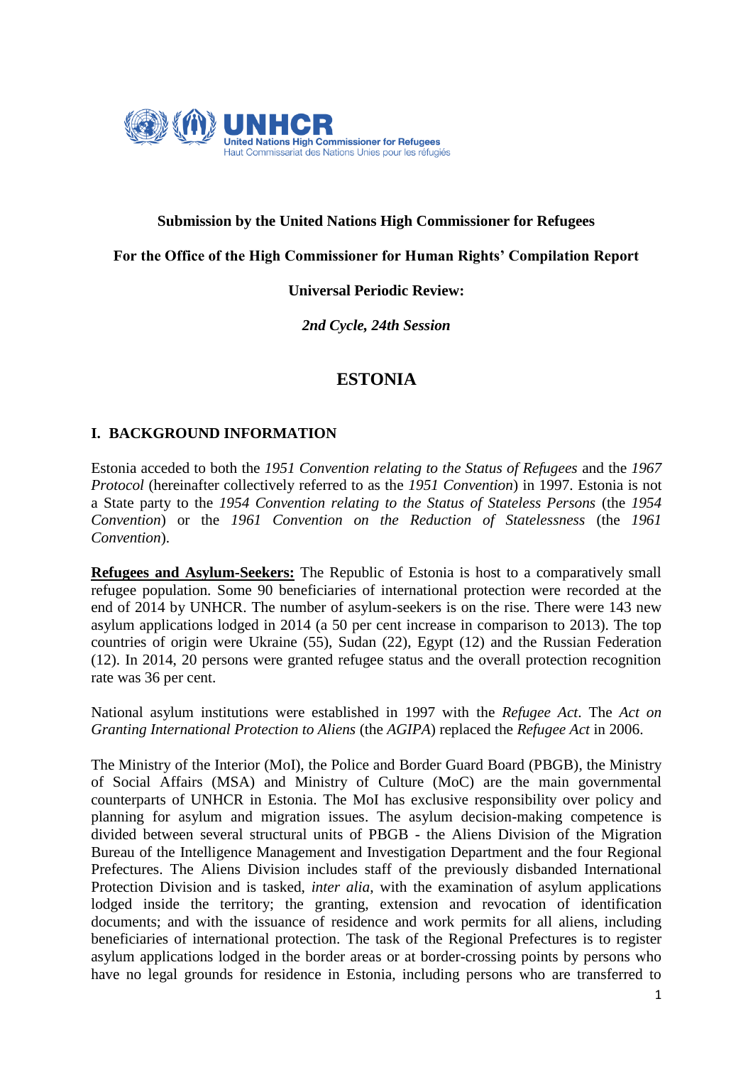**Submission by the United Nations High Commissioner for Refugees**

**For the Office of the High Commissioner for Human Rights' Compilation Report**

**Universal Periodic Review:**

***2nd Cycle, 24th Session***

# ESTONIA

## I. BACKGROUND INFORMATION

Estonia acceded to both the *1951 Convention relating to the Status of Refugees* and the *1967 Protocol* (hereinafter collectively referred to as the *1951 Convention*) in 1997. Estonia is not a State party to the *1954 Convention relating to the Status of Stateless Persons* (the *1954 Convention*) or the *1961 Convention on the Reduction of Statelessness* (the *1961 Convention*).

**Refugees and Asylum-Seekers:** The Republic of Estonia is host to a comparatively small refugee population. Some 90 beneficiaries of international protection were recorded at the end of 2014 by UNHCR. The number of asylum-seekers is on the rise. There were 143 new asylum applications lodged in 2014 (a 50 per cent increase in comparison to 2013). The top countries of origin were Ukraine (55), Sudan (22), Egypt (12) and the Russian Federation (12). In 2014, 20 persons were granted refugee status and the overall protection recognition rate was 36 per cent.

National asylum institutions were established in 1997 with the *Refugee Act*. The *Act on Granting International Protection to Aliens* (the *AGIPA*) replaced the *Refugee Act* in 2006.

The Ministry of the Interior (MoI), the Police and Border Guard Board (PBGB), the Ministry of Social Affairs (MSA) and Ministry of Culture (MoC) are the main governmental counterparts of UNHCR in Estonia. The MoI has exclusive responsibility over policy and planning for asylum and migration issues. The asylum decision-making competence is divided between several structural units of PBGB - the Aliens Division of the Migration Bureau of the Intelligence Management and Investigation Department and the four Regional Prefectures. The Aliens Division includes staff of the previously disbanded International Protection Division and is tasked, *inter alia*, with the examination of asylum applications lodged inside the territory; the granting, extension and revocation of identification documents; and with the issuance of residence and work permits for all aliens, including beneficiaries of international protection. The task of the Regional Prefectures is to register asylum applications lodged in the border areas or at border-crossing points by persons who have no legal grounds for residence in Estonia, including persons who are transferred to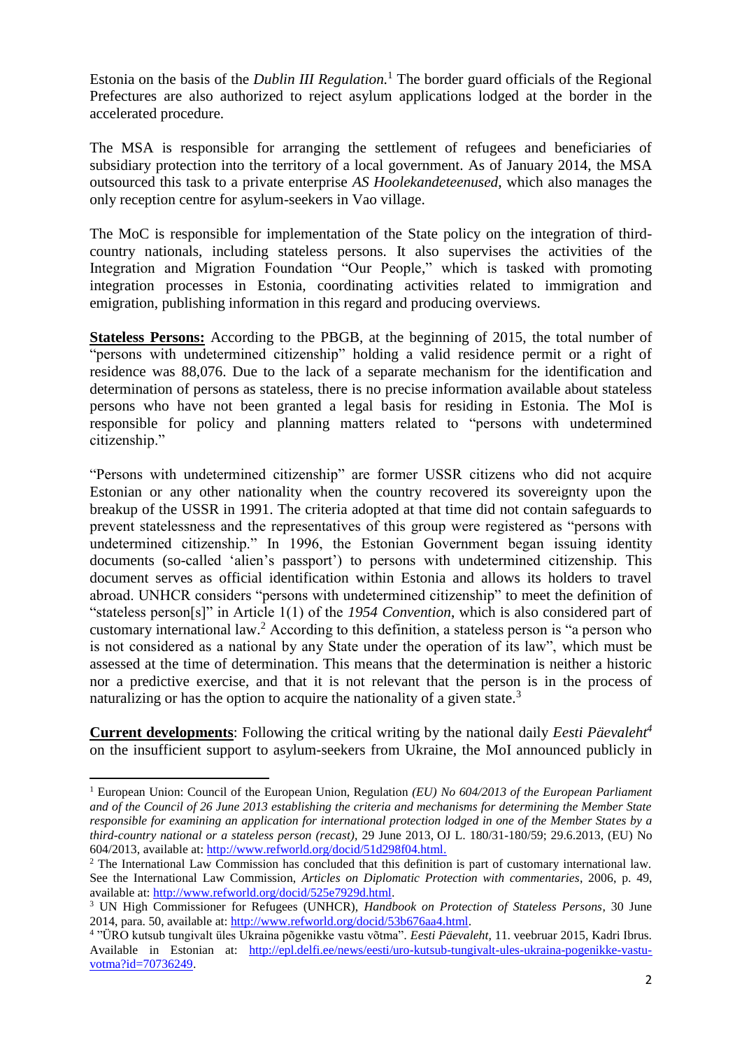Estonia on the basis of the *Dublin III Regulation.*[1] The border guard officials of the Regional Prefectures are also authorized to reject asylum applications lodged at the border in the accelerated procedure.

The MSA is responsible for arranging the settlement of refugees and beneficiaries of subsidiary protection into the territory of a local government. As of January 2014, the MSA outsourced this task to a private enterprise *AS Hoolekandeteenused*, which also manages the only reception centre for asylum-seekers in Vao village.

The MoC is responsible for implementation of the State policy on the integration of third-country nationals, including stateless persons. It also supervises the activities of the Integration and Migration Foundation "Our People," which is tasked with promoting integration processes in Estonia, coordinating activities related to immigration and emigration, publishing information in this regard and producing overviews.

**Stateless Persons:** According to the PBGB, at the beginning of 2015, the total number of "persons with undetermined citizenship" holding a valid residence permit or a right of residence was 88,076. Due to the lack of a separate mechanism for the identification and determination of persons as stateless, there is no precise information available about stateless persons who have not been granted a legal basis for residing in Estonia. The MoI is responsible for policy and planning matters related to "persons with undetermined citizenship."

"Persons with undetermined citizenship" are former USSR citizens who did not acquire Estonian or any other nationality when the country recovered its sovereignty upon the breakup of the USSR in 1991. The criteria adopted at that time did not contain safeguards to prevent statelessness and the representatives of this group were registered as "persons with undetermined citizenship." In 1996, the Estonian Government began issuing identity documents (so-called 'alien's passport') to persons with undetermined citizenship. This document serves as official identification within Estonia and allows its holders to travel abroad. UNHCR considers "persons with undetermined citizenship" to meet the definition of "stateless person[s]" in Article 1(1) of the *1954 Convention*, which is also considered part of customary international law.[2] According to this definition, a stateless person is "a person who is not considered as a national by any State under the operation of its law", which must be assessed at the time of determination. This means that the determination is neither a historic nor a predictive exercise, and that it is not relevant that the person is in the process of naturalizing or has the option to acquire the nationality of a given state.[3]

**Current developments**: Following the critical writing by the national daily *Eesti Päevaleht*[4] on the insufficient support to asylum-seekers from Ukraine, the MoI announced publicly in

---

[1] European Union: Council of the European Union, Regulation *(EU) No 604/2013 of the European Parliament and of the Council of 26 June 2013 establishing the criteria and mechanisms for determining the Member State responsible for examining an application for international protection lodged in one of the Member States by a third-country national or a stateless person (recast)*, 29 June 2013, OJ L. 180/31-180/59; 29.6.2013, (EU) No 604/2013, available at: http://www.refworld.org/docid/51d298f04.html.

[2] The International Law Commission has concluded that this definition is part of customary international law. See the International Law Commission, *Articles on Diplomatic Protection with commentaries*, 2006, p. 49, available at: http://www.refworld.org/docid/525e7929d.html.

[3] UN High Commissioner for Refugees (UNHCR), *Handbook on Protection of Stateless Persons*, 30 June 2014, para. 50, available at: http://www.refworld.org/docid/53b676aa4.html.

[4] "ÜRO kutsub tungivalt üles Ukraina põgenikke vastu võtma". *Eesti Päevaleht*, 11. veebruar 2015, Kadri Ibrus. Available in Estonian at: http://epl.delfi.ee/news/eesti/uro-kutsub-tungivalt-ules-ukraina-pogenikke-vastu-votma?id=70736249.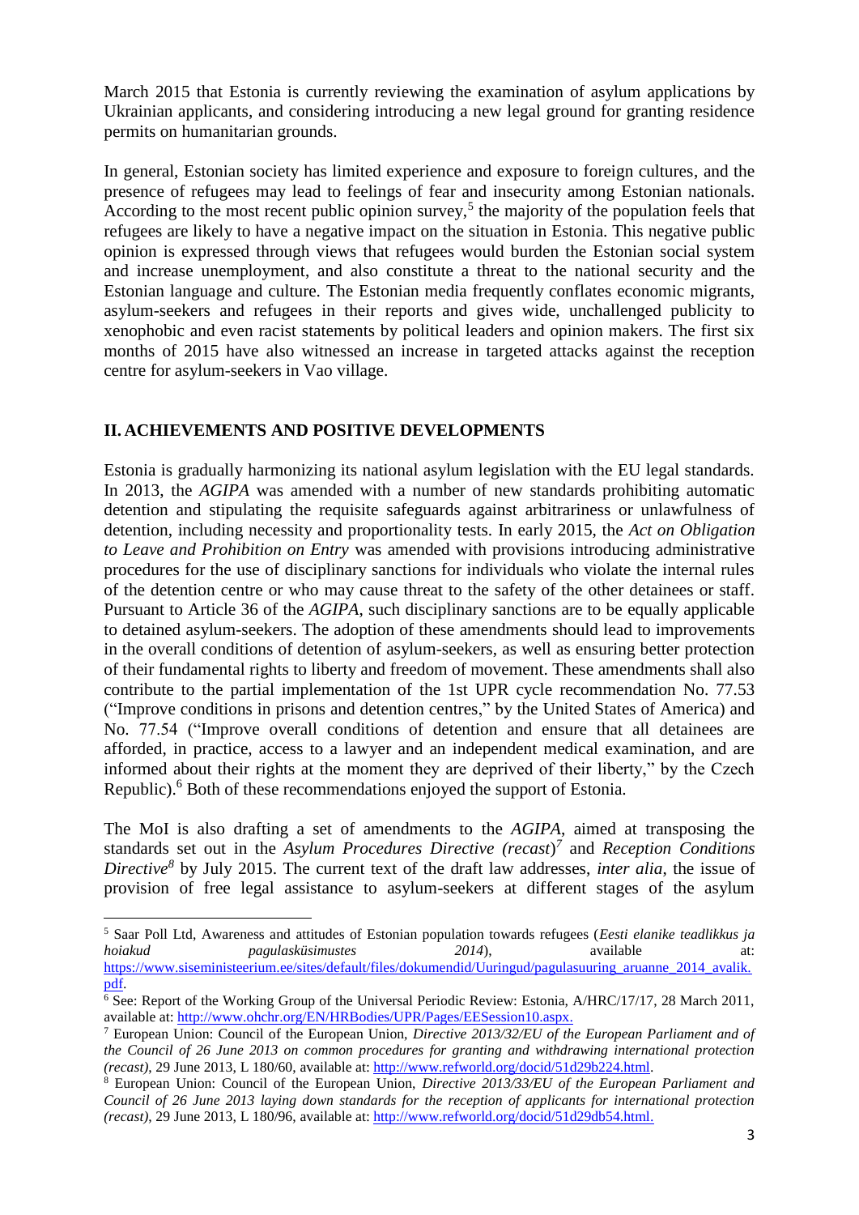March 2015 that Estonia is currently reviewing the examination of asylum applications by Ukrainian applicants, and considering introducing a new legal ground for granting residence permits on humanitarian grounds.

In general, Estonian society has limited experience and exposure to foreign cultures, and the presence of refugees may lead to feelings of fear and insecurity among Estonian nationals. According to the most recent public opinion survey,[5] the majority of the population feels that refugees are likely to have a negative impact on the situation in Estonia. This negative public opinion is expressed through views that refugees would burden the Estonian social system and increase unemployment, and also constitute a threat to the national security and the Estonian language and culture. The Estonian media frequently conflates economic migrants, asylum-seekers and refugees in their reports and gives wide, unchallenged publicity to xenophobic and even racist statements by political leaders and opinion makers. The first six months of 2015 have also witnessed an increase in targeted attacks against the reception centre for asylum-seekers in Vao village.

## II. ACHIEVEMENTS AND POSITIVE DEVELOPMENTS

Estonia is gradually harmonizing its national asylum legislation with the EU legal standards. In 2013, the *AGIPA* was amended with a number of new standards prohibiting automatic detention and stipulating the requisite safeguards against arbitrariness or unlawfulness of detention, including necessity and proportionality tests. In early 2015, the *Act on Obligation to Leave and Prohibition on Entry* was amended with provisions introducing administrative procedures for the use of disciplinary sanctions for individuals who violate the internal rules of the detention centre or who may cause threat to the safety of the other detainees or staff. Pursuant to Article 36 of the *AGIPA*, such disciplinary sanctions are to be equally applicable to detained asylum-seekers. The adoption of these amendments should lead to improvements in the overall conditions of detention of asylum-seekers, as well as ensuring better protection of their fundamental rights to liberty and freedom of movement. These amendments shall also contribute to the partial implementation of the 1st UPR cycle recommendation No. 77.53 ("Improve conditions in prisons and detention centres," by the United States of America) and No. 77.54 ("Improve overall conditions of detention and ensure that all detainees are afforded, in practice, access to a lawyer and an independent medical examination, and are informed about their rights at the moment they are deprived of their liberty," by the Czech Republic).[6] Both of these recommendations enjoyed the support of Estonia.

The MoI is also drafting a set of amendments to the *AGIPA*, aimed at transposing the standards set out in the *Asylum Procedures Directive (recast)*[7] and *Reception Conditions Directive*[8] by July 2015. The current text of the draft law addresses, *inter alia*, the issue of provision of free legal assistance to asylum-seekers at different stages of the asylum

---

[5] Saar Poll Ltd, Awareness and attitudes of Estonian population towards refugees (*Eesti elanike teadlikkus ja hoiakud pagulasküsimustes 2014*), available at: https://www.siseministeerium.ee/sites/default/files/dokumendid/Uuringud/pagulasuuring_aruanne_2014_avalik.pdf.

[6] See: Report of the Working Group of the Universal Periodic Review: Estonia, A/HRC/17/17, 28 March 2011, available at: http://www.ohchr.org/EN/HRBodies/UPR/Pages/EESession10.aspx.

[7] European Union: Council of the European Union, *Directive 2013/32/EU of the European Parliament and of the Council of 26 June 2013 on common procedures for granting and withdrawing international protection (recast)*, 29 June 2013, L 180/60, available at: http://www.refworld.org/docid/51d29b224.html.

[8] European Union: Council of the European Union, *Directive 2013/33/EU of the European Parliament and Council of 26 June 2013 laying down standards for the reception of applicants for international protection (recast)*, 29 June 2013, L 180/96, available at: http://www.refworld.org/docid/51d29db54.html.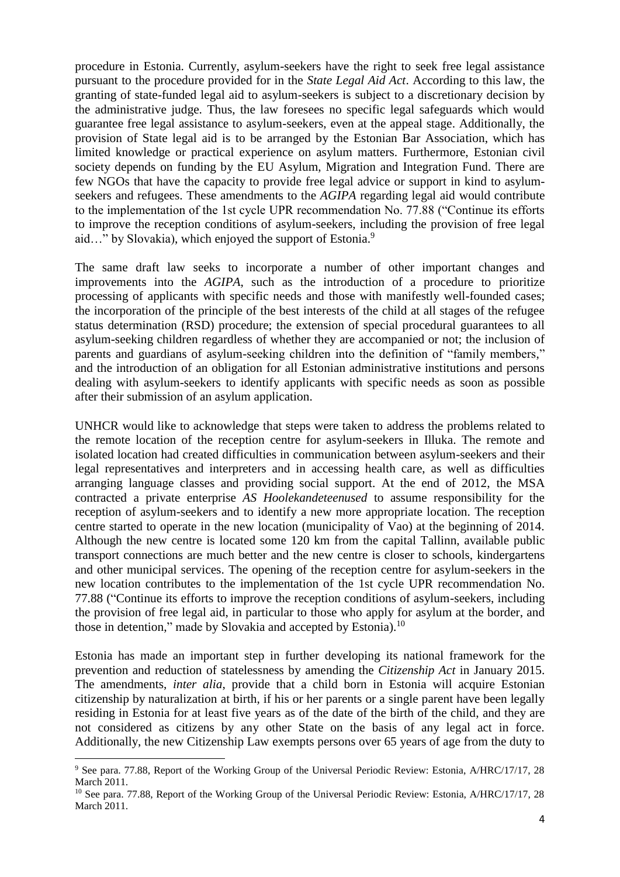procedure in Estonia. Currently, asylum-seekers have the right to seek free legal assistance pursuant to the procedure provided for in the *State Legal Aid Act*. According to this law, the granting of state-funded legal aid to asylum-seekers is subject to a discretionary decision by the administrative judge. Thus, the law foresees no specific legal safeguards which would guarantee free legal assistance to asylum-seekers, even at the appeal stage. Additionally, the provision of State legal aid is to be arranged by the Estonian Bar Association, which has limited knowledge or practical experience on asylum matters. Furthermore, Estonian civil society depends on funding by the EU Asylum, Migration and Integration Fund. There are few NGOs that have the capacity to provide free legal advice or support in kind to asylum-seekers and refugees. These amendments to the *AGIPA* regarding legal aid would contribute to the implementation of the 1st cycle UPR recommendation No. 77.88 ("Continue its efforts to improve the reception conditions of asylum-seekers, including the provision of free legal aid…" by Slovakia), which enjoyed the support of Estonia.[9]

The same draft law seeks to incorporate a number of other important changes and improvements into the *AGIPA*, such as the introduction of a procedure to prioritize processing of applicants with specific needs and those with manifestly well-founded cases; the incorporation of the principle of the best interests of the child at all stages of the refugee status determination (RSD) procedure; the extension of special procedural guarantees to all asylum-seeking children regardless of whether they are accompanied or not; the inclusion of parents and guardians of asylum-seeking children into the definition of "family members," and the introduction of an obligation for all Estonian administrative institutions and persons dealing with asylum-seekers to identify applicants with specific needs as soon as possible after their submission of an asylum application.

UNHCR would like to acknowledge that steps were taken to address the problems related to the remote location of the reception centre for asylum-seekers in Illuka. The remote and isolated location had created difficulties in communication between asylum-seekers and their legal representatives and interpreters and in accessing health care, as well as difficulties arranging language classes and providing social support. At the end of 2012, the MSA contracted a private enterprise *AS Hoolekandeteenused* to assume responsibility for the reception of asylum-seekers and to identify a new more appropriate location. The reception centre started to operate in the new location (municipality of Vao) at the beginning of 2014. Although the new centre is located some 120 km from the capital Tallinn, available public transport connections are much better and the new centre is closer to schools, kindergartens and other municipal services. The opening of the reception centre for asylum-seekers in the new location contributes to the implementation of the 1st cycle UPR recommendation No. 77.88 ("Continue its efforts to improve the reception conditions of asylum-seekers, including the provision of free legal aid, in particular to those who apply for asylum at the border, and those in detention," made by Slovakia and accepted by Estonia).[10]

Estonia has made an important step in further developing its national framework for the prevention and reduction of statelessness by amending the *Citizenship Act* in January 2015. The amendments, *inter alia*, provide that a child born in Estonia will acquire Estonian citizenship by naturalization at birth, if his or her parents or a single parent have been legally residing in Estonia for at least five years as of the date of the birth of the child, and they are not considered as citizens by any other State on the basis of any legal act in force. Additionally, the new Citizenship Law exempts persons over 65 years of age from the duty to

---

[9] See para. 77.88, Report of the Working Group of the Universal Periodic Review: Estonia, A/HRC/17/17, 28 March 2011.

[10] See para. 77.88, Report of the Working Group of the Universal Periodic Review: Estonia, A/HRC/17/17, 28 March 2011.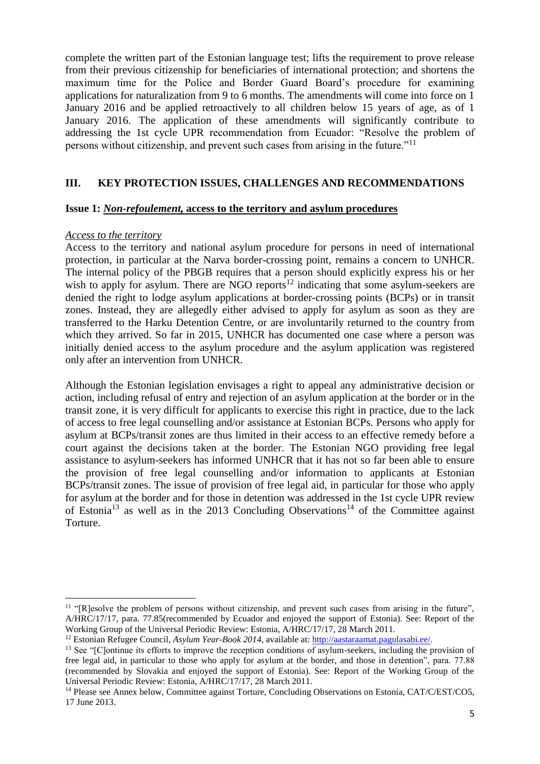complete the written part of the Estonian language test; lifts the requirement to prove release from their previous citizenship for beneficiaries of international protection; and shortens the maximum time for the Police and Border Guard Board's procedure for examining applications for naturalization from 9 to 6 months. The amendments will come into force on 1 January 2016 and be applied retroactively to all children below 15 years of age, as of 1 January 2016. The application of these amendments will significantly contribute to addressing the 1st cycle UPR recommendation from Ecuador: "Resolve the problem of persons without citizenship, and prevent such cases from arising in the future."[11]

## III. KEY PROTECTION ISSUES, CHALLENGES AND RECOMMENDATIONS

### Issue 1: *Non-refoulement,* access to the territory and asylum procedures

*Access to the territory*

Access to the territory and national asylum procedure for persons in need of international protection, in particular at the Narva border-crossing point, remains a concern to UNHCR. The internal policy of the PBGB requires that a person should explicitly express his or her wish to apply for asylum. There are NGO reports[12] indicating that some asylum-seekers are denied the right to lodge asylum applications at border-crossing points (BCPs) or in transit zones. Instead, they are allegedly either advised to apply for asylum as soon as they are transferred to the Harku Detention Centre, or are involuntarily returned to the country from which they arrived. So far in 2015, UNHCR has documented one case where a person was initially denied access to the asylum procedure and the asylum application was registered only after an intervention from UNHCR.

Although the Estonian legislation envisages a right to appeal any administrative decision or action, including refusal of entry and rejection of an asylum application at the border or in the transit zone, it is very difficult for applicants to exercise this right in practice, due to the lack of access to free legal counselling and/or assistance at Estonian BCPs. Persons who apply for asylum at BCPs/transit zones are thus limited in their access to an effective remedy before a court against the decisions taken at the border. The Estonian NGO providing free legal assistance to asylum-seekers has informed UNHCR that it has not so far been able to ensure the provision of free legal counselling and/or information to applicants at Estonian BCPs/transit zones. The issue of provision of free legal aid, in particular for those who apply for asylum at the border and for those in detention was addressed in the 1st cycle UPR review of Estonia[13] as well as in the 2013 Concluding Observations[14] of the Committee against Torture.

---

[11] "[R]esolve the problem of persons without citizenship, and prevent such cases from arising in the future", A/HRC/17/17, para. 77.85(recommended by Ecuador and enjoyed the support of Estonia). See: Report of the Working Group of the Universal Periodic Review: Estonia, A/HRC/17/17, 28 March 2011.

[12] Estonian Refugee Council, *Asylum Year-Book 2014*, available at: http://aastaraamat.pagulasabi.ee/.

[13] See "[C]ontinue its efforts to improve the reception conditions of asylum-seekers, including the provision of free legal aid, in particular to those who apply for asylum at the border, and those in detention", para. 77.88 (recommended by Slovakia and enjoyed the support of Estonia). See: Report of the Working Group of the Universal Periodic Review: Estonia, A/HRC/17/17, 28 March 2011.

[14] Please see Annex below, Committee against Torture, Concluding Observations on Estonia, CAT/C/EST/CO5, 17 June 2013.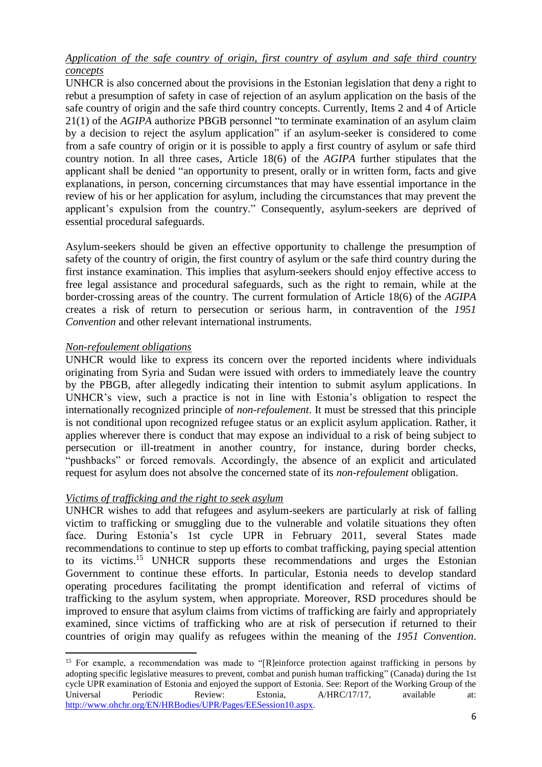*Application of the safe country of origin, first country of asylum and safe third country concepts*

UNHCR is also concerned about the provisions in the Estonian legislation that deny a right to rebut a presumption of safety in case of rejection of an asylum application on the basis of the safe country of origin and the safe third country concepts. Currently, Items 2 and 4 of Article 21(1) of the *AGIPA* authorize PBGB personnel "to terminate examination of an asylum claim by a decision to reject the asylum application" if an asylum-seeker is considered to come from a safe country of origin or it is possible to apply a first country of asylum or safe third country notion. In all three cases, Article 18(6) of the *AGIPA* further stipulates that the applicant shall be denied "an opportunity to present, orally or in written form, facts and give explanations, in person, concerning circumstances that may have essential importance in the review of his or her application for asylum, including the circumstances that may prevent the applicant's expulsion from the country." Consequently, asylum-seekers are deprived of essential procedural safeguards.

Asylum-seekers should be given an effective opportunity to challenge the presumption of safety of the country of origin, the first country of asylum or the safe third country during the first instance examination. This implies that asylum-seekers should enjoy effective access to free legal assistance and procedural safeguards, such as the right to remain, while at the border-crossing areas of the country. The current formulation of Article 18(6) of the *AGIPA* creates a risk of return to persecution or serious harm, in contravention of the *1951 Convention* and other relevant international instruments.

*Non-refoulement obligations*

UNHCR would like to express its concern over the reported incidents where individuals originating from Syria and Sudan were issued with orders to immediately leave the country by the PBGB, after allegedly indicating their intention to submit asylum applications. In UNHCR's view, such a practice is not in line with Estonia's obligation to respect the internationally recognized principle of *non-refoulement*. It must be stressed that this principle is not conditional upon recognized refugee status or an explicit asylum application. Rather, it applies wherever there is conduct that may expose an individual to a risk of being subject to persecution or ill-treatment in another country, for instance, during border checks, "pushbacks" or forced removals. Accordingly, the absence of an explicit and articulated request for asylum does not absolve the concerned state of its *non-refoulement* obligation.

*Victims of trafficking and the right to seek asylum*

UNHCR wishes to add that refugees and asylum-seekers are particularly at risk of falling victim to trafficking or smuggling due to the vulnerable and volatile situations they often face. During Estonia's 1st cycle UPR in February 2011, several States made recommendations to continue to step up efforts to combat trafficking, paying special attention to its victims.[15] UNHCR supports these recommendations and urges the Estonian Government to continue these efforts. In particular, Estonia needs to develop standard operating procedures facilitating the prompt identification and referral of victims of trafficking to the asylum system, when appropriate. Moreover, RSD procedures should be improved to ensure that asylum claims from victims of trafficking are fairly and appropriately examined, since victims of trafficking who are at risk of persecution if returned to their countries of origin may qualify as refugees within the meaning of the *1951 Convention*.

---

[15] For example, a recommendation was made to "[R]einforce protection against trafficking in persons by adopting specific legislative measures to prevent, combat and punish human trafficking" (Canada) during the 1st cycle UPR examination of Estonia and enjoyed the support of Estonia. See: Report of the Working Group of the Universal Periodic Review: Estonia, A/HRC/17/17, available at: http://www.ohchr.org/EN/HRBodies/UPR/Pages/EESession10.aspx.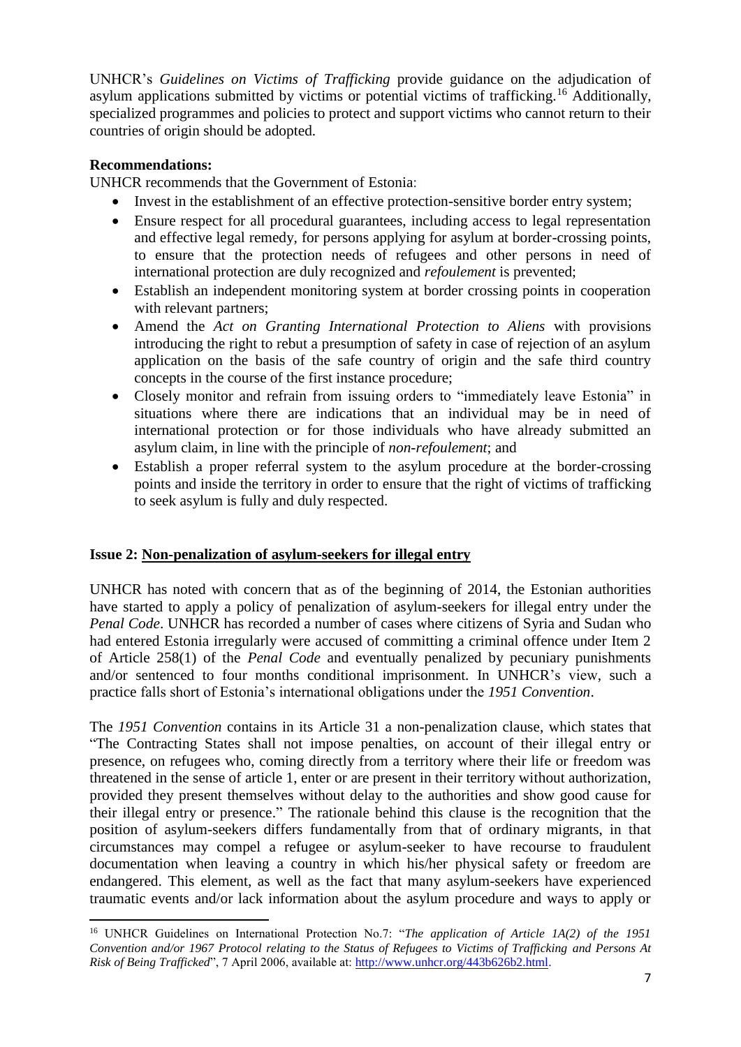UNHCR's *Guidelines on Victims of Trafficking* provide guidance on the adjudication of asylum applications submitted by victims or potential victims of trafficking.[16] Additionally, specialized programmes and policies to protect and support victims who cannot return to their countries of origin should be adopted.

**Recommendations:**

UNHCR recommends that the Government of Estonia:

- Invest in the establishment of an effective protection-sensitive border entry system;
- Ensure respect for all procedural guarantees, including access to legal representation and effective legal remedy, for persons applying for asylum at border-crossing points, to ensure that the protection needs of refugees and other persons in need of international protection are duly recognized and *refoulement* is prevented;
- Establish an independent monitoring system at border crossing points in cooperation with relevant partners;
- Amend the *Act on Granting International Protection to Aliens* with provisions introducing the right to rebut a presumption of safety in case of rejection of an asylum application on the basis of the safe country of origin and the safe third country concepts in the course of the first instance procedure;
- Closely monitor and refrain from issuing orders to "immediately leave Estonia" in situations where there are indications that an individual may be in need of international protection or for those individuals who have already submitted an asylum claim, in line with the principle of *non-refoulement*; and
- Establish a proper referral system to the asylum procedure at the border-crossing points and inside the territory in order to ensure that the right of victims of trafficking to seek asylum is fully and duly respected.

**Issue 2: Non-penalization of asylum-seekers for illegal entry**

UNHCR has noted with concern that as of the beginning of 2014, the Estonian authorities have started to apply a policy of penalization of asylum-seekers for illegal entry under the *Penal Code*. UNHCR has recorded a number of cases where citizens of Syria and Sudan who had entered Estonia irregularly were accused of committing a criminal offence under Item 2 of Article 258(1) of the *Penal Code* and eventually penalized by pecuniary punishments and/or sentenced to four months conditional imprisonment. In UNHCR's view, such a practice falls short of Estonia's international obligations under the *1951 Convention*.

The *1951 Convention* contains in its Article 31 a non-penalization clause, which states that "The Contracting States shall not impose penalties, on account of their illegal entry or presence, on refugees who, coming directly from a territory where their life or freedom was threatened in the sense of article 1, enter or are present in their territory without authorization, provided they present themselves without delay to the authorities and show good cause for their illegal entry or presence." The rationale behind this clause is the recognition that the position of asylum-seekers differs fundamentally from that of ordinary migrants, in that circumstances may compel a refugee or asylum-seeker to have recourse to fraudulent documentation when leaving a country in which his/her physical safety or freedom are endangered. This element, as well as the fact that many asylum-seekers have experienced traumatic events and/or lack information about the asylum procedure and ways to apply or

---

[16] UNHCR Guidelines on International Protection No.7: "*The application of Article 1A(2) of the 1951 Convention and/or 1967 Protocol relating to the Status of Refugees to Victims of Trafficking and Persons At Risk of Being Trafficked*", 7 April 2006, available at: http://www.unhcr.org/443b626b2.html.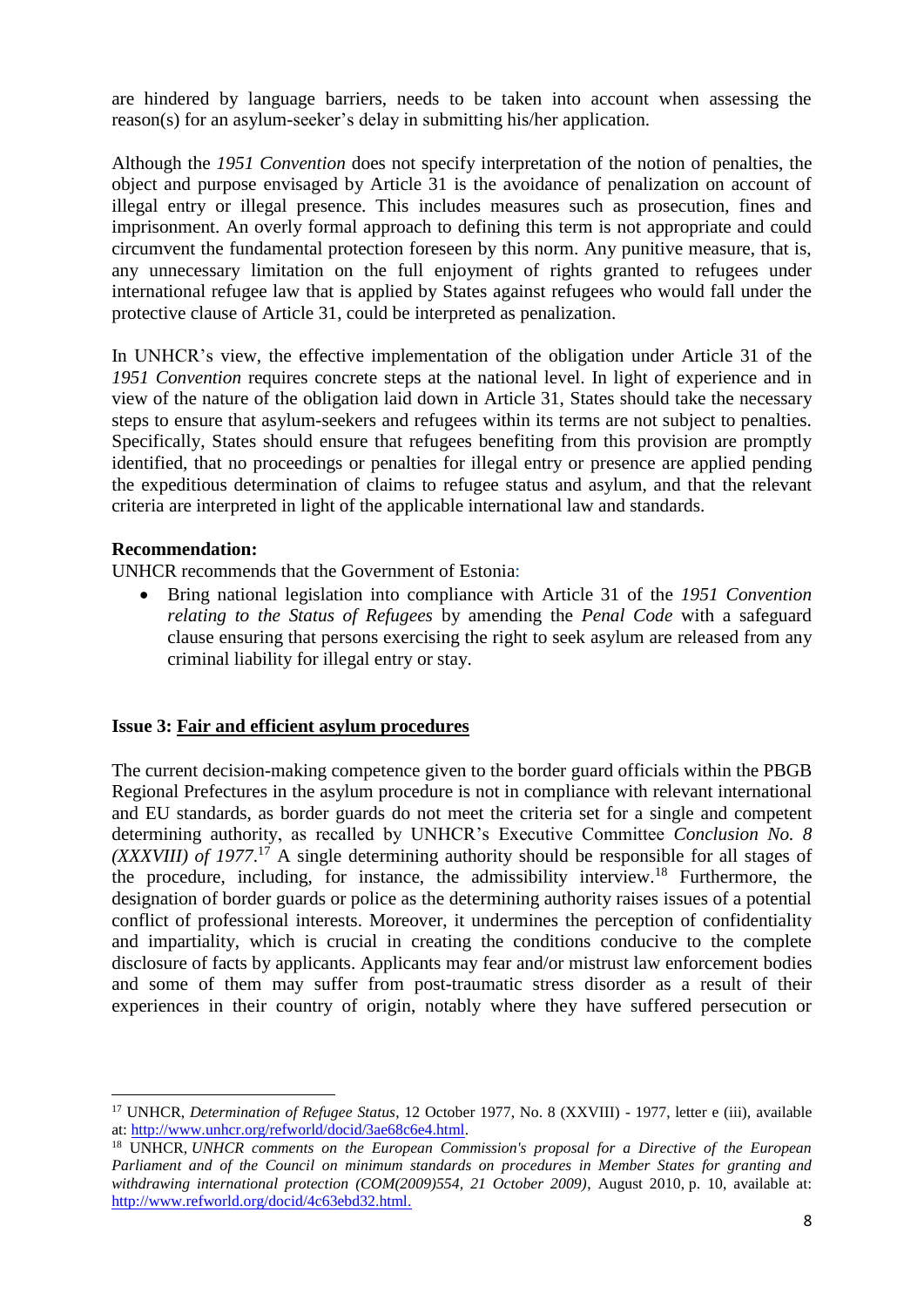are hindered by language barriers, needs to be taken into account when assessing the reason(s) for an asylum-seeker's delay in submitting his/her application.

Although the *1951 Convention* does not specify interpretation of the notion of penalties, the object and purpose envisaged by Article 31 is the avoidance of penalization on account of illegal entry or illegal presence. This includes measures such as prosecution, fines and imprisonment. An overly formal approach to defining this term is not appropriate and could circumvent the fundamental protection foreseen by this norm. Any punitive measure, that is, any unnecessary limitation on the full enjoyment of rights granted to refugees under international refugee law that is applied by States against refugees who would fall under the protective clause of Article 31, could be interpreted as penalization.

In UNHCR's view, the effective implementation of the obligation under Article 31 of the *1951 Convention* requires concrete steps at the national level. In light of experience and in view of the nature of the obligation laid down in Article 31, States should take the necessary steps to ensure that asylum-seekers and refugees within its terms are not subject to penalties. Specifically, States should ensure that refugees benefiting from this provision are promptly identified, that no proceedings or penalties for illegal entry or presence are applied pending the expeditious determination of claims to refugee status and asylum, and that the relevant criteria are interpreted in light of the applicable international law and standards.

**Recommendation:**

UNHCR recommends that the Government of Estonia:

- Bring national legislation into compliance with Article 31 of the *1951 Convention relating to the Status of Refugees* by amending the *Penal Code* with a safeguard clause ensuring that persons exercising the right to seek asylum are released from any criminal liability for illegal entry or stay.

**Issue 3: Fair and efficient asylum procedures**

The current decision-making competence given to the border guard officials within the PBGB Regional Prefectures in the asylum procedure is not in compliance with relevant international and EU standards, as border guards do not meet the criteria set for a single and competent determining authority, as recalled by UNHCR's Executive Committee *Conclusion No. 8 (XXXVIII) of 1977*.[17] A single determining authority should be responsible for all stages of the procedure, including, for instance, the admissibility interview.[18] Furthermore, the designation of border guards or police as the determining authority raises issues of a potential conflict of professional interests. Moreover, it undermines the perception of confidentiality and impartiality, which is crucial in creating the conditions conducive to the complete disclosure of facts by applicants. Applicants may fear and/or mistrust law enforcement bodies and some of them may suffer from post-traumatic stress disorder as a result of their experiences in their country of origin, notably where they have suffered persecution or

---

[17] UNHCR, *Determination of Refugee Status*, 12 October 1977, No. 8 (XXVIII) - 1977, letter e (iii), available at: http://www.unhcr.org/refworld/docid/3ae68c6e4.html.

[18] UNHCR, *UNHCR comments on the European Commission's proposal for a Directive of the European Parliament and of the Council on minimum standards on procedures in Member States for granting and withdrawing international protection (COM(2009)554, 21 October 2009)*, August 2010, p. 10, available at: http://www.refworld.org/docid/4c63ebd32.html.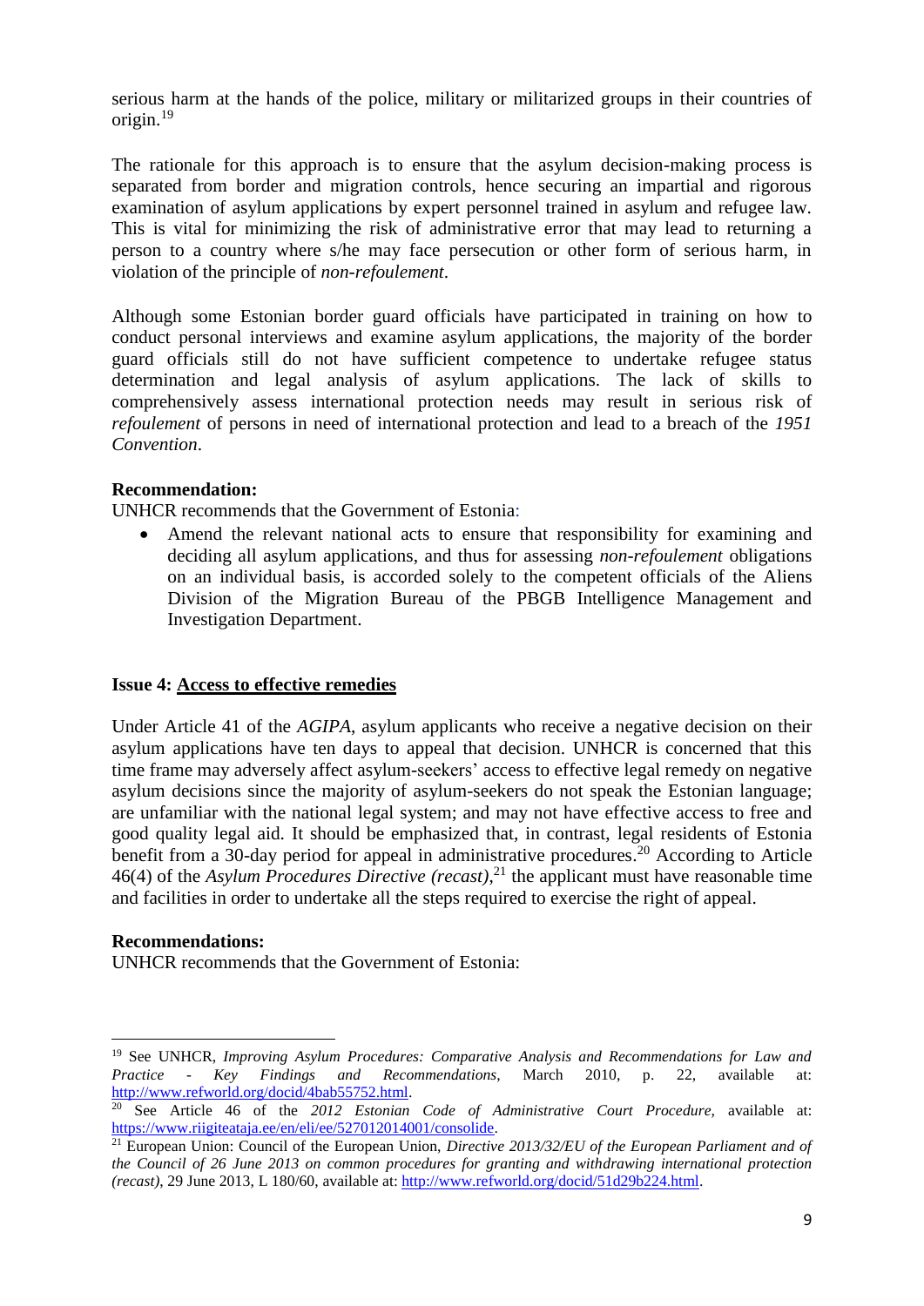serious harm at the hands of the police, military or militarized groups in their countries of origin.[19]

The rationale for this approach is to ensure that the asylum decision-making process is separated from border and migration controls, hence securing an impartial and rigorous examination of asylum applications by expert personnel trained in asylum and refugee law. This is vital for minimizing the risk of administrative error that may lead to returning a person to a country where s/he may face persecution or other form of serious harm, in violation of the principle of *non-refoulement*.

Although some Estonian border guard officials have participated in training on how to conduct personal interviews and examine asylum applications, the majority of the border guard officials still do not have sufficient competence to undertake refugee status determination and legal analysis of asylum applications. The lack of skills to comprehensively assess international protection needs may result in serious risk of *refoulement* of persons in need of international protection and lead to a breach of the *1951 Convention*.

**Recommendation:**
UNHCR recommends that the Government of Estonia:

- Amend the relevant national acts to ensure that responsibility for examining and deciding all asylum applications, and thus for assessing *non-refoulement* obligations on an individual basis, is accorded solely to the competent officials of the Aliens Division of the Migration Bureau of the PBGB Intelligence Management and Investigation Department.

**Issue 4: <u>Access to effective remedies</u>**

Under Article 41 of the *AGIPA*, asylum applicants who receive a negative decision on their asylum applications have ten days to appeal that decision. UNHCR is concerned that this time frame may adversely affect asylum-seekers' access to effective legal remedy on negative asylum decisions since the majority of asylum-seekers do not speak the Estonian language; are unfamiliar with the national legal system; and may not have effective access to free and good quality legal aid. It should be emphasized that, in contrast, legal residents of Estonia benefit from a 30-day period for appeal in administrative procedures.[20] According to Article 46(4) of the *Asylum Procedures Directive (recast)*,[21] the applicant must have reasonable time and facilities in order to undertake all the steps required to exercise the right of appeal.

**Recommendations:**
UNHCR recommends that the Government of Estonia:

---

[19] See UNHCR, *Improving Asylum Procedures: Comparative Analysis and Recommendations for Law and Practice - Key Findings and Recommendations*, March 2010, p. 22, available at: http://www.refworld.org/docid/4bab55752.html.

[20] See Article 46 of the *2012 Estonian Code of Administrative Court Procedure,* available at: https://www.riigiteataja.ee/en/eli/ee/527012014001/consolide.

[21] European Union: Council of the European Union, *Directive 2013/32/EU of the European Parliament and of the Council of 26 June 2013 on common procedures for granting and withdrawing international protection (recast)*, 29 June 2013, L 180/60, available at: http://www.refworld.org/docid/51d29b224.html.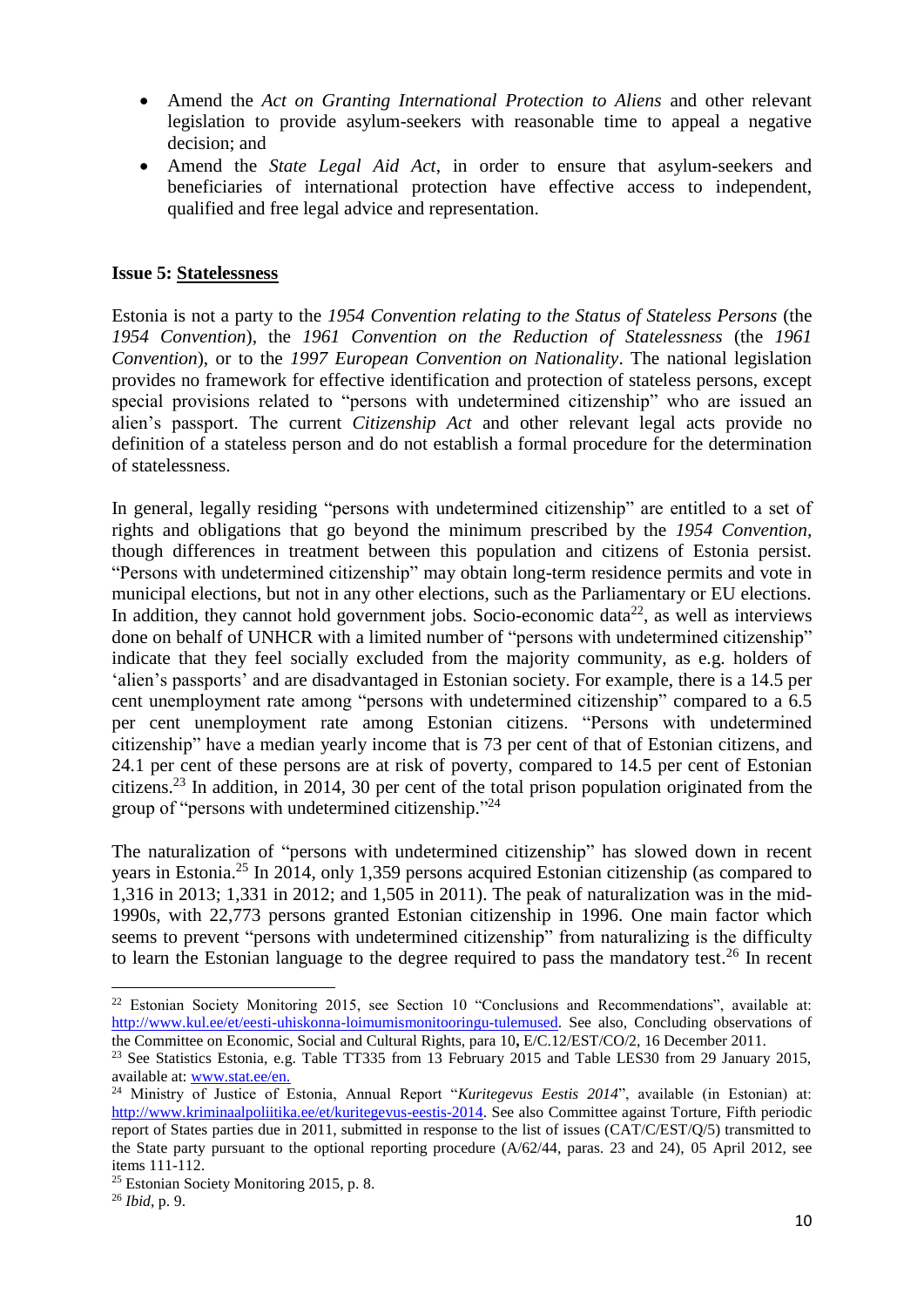- Amend the *Act on Granting International Protection to Aliens* and other relevant legislation to provide asylum-seekers with reasonable time to appeal a negative decision; and
- Amend the *State Legal Aid Act*, in order to ensure that asylum-seekers and beneficiaries of international protection have effective access to independent, qualified and free legal advice and representation.

**Issue 5: Statelessness**

Estonia is not a party to the *1954 Convention relating to the Status of Stateless Persons* (the *1954 Convention*), the *1961 Convention on the Reduction of Statelessness* (the *1961 Convention*), or to the *1997 European Convention on Nationality*. The national legislation provides no framework for effective identification and protection of stateless persons, except special provisions related to "persons with undetermined citizenship" who are issued an alien's passport. The current *Citizenship Act* and other relevant legal acts provide no definition of a stateless person and do not establish a formal procedure for the determination of statelessness.

In general, legally residing "persons with undetermined citizenship" are entitled to a set of rights and obligations that go beyond the minimum prescribed by the *1954 Convention,* though differences in treatment between this population and citizens of Estonia persist. "Persons with undetermined citizenship" may obtain long-term residence permits and vote in municipal elections, but not in any other elections, such as the Parliamentary or EU elections. In addition, they cannot hold government jobs. Socio-economic data[22], as well as interviews done on behalf of UNHCR with a limited number of "persons with undetermined citizenship" indicate that they feel socially excluded from the majority community, as e.g. holders of 'alien's passports' and are disadvantaged in Estonian society. For example, there is a 14.5 per cent unemployment rate among "persons with undetermined citizenship" compared to a 6.5 per cent unemployment rate among Estonian citizens. "Persons with undetermined citizenship" have a median yearly income that is 73 per cent of that of Estonian citizens, and 24.1 per cent of these persons are at risk of poverty, compared to 14.5 per cent of Estonian citizens.[23] In addition, in 2014, 30 per cent of the total prison population originated from the group of "persons with undetermined citizenship."[24]

The naturalization of "persons with undetermined citizenship" has slowed down in recent years in Estonia.[25] In 2014, only 1,359 persons acquired Estonian citizenship (as compared to 1,316 in 2013; 1,331 in 2012; and 1,505 in 2011). The peak of naturalization was in the mid-1990s, with 22,773 persons granted Estonian citizenship in 1996. One main factor which seems to prevent "persons with undetermined citizenship" from naturalizing is the difficulty to learn the Estonian language to the degree required to pass the mandatory test.[26] In recent

---

[22] Estonian Society Monitoring 2015, see Section 10 "Conclusions and Recommendations", available at: http://www.kul.ee/et/eesti-uhiskonna-loimumismonitooringu-tulemused. See also, Concluding observations of the Committee on Economic, Social and Cultural Rights, para 10**,** E/C.12/EST/CO/2, 16 December 2011.

[23] See Statistics Estonia, e.g. Table TT335 from 13 February 2015 and Table LES30 from 29 January 2015, available at: www.stat.ee/en.

[24] Ministry of Justice of Estonia, Annual Report "*Kuritegevus Eestis 2014*", available (in Estonian) at: http://www.kriminaalpoliitika.ee/et/kuritegevus-eestis-2014. See also Committee against Torture, Fifth periodic report of States parties due in 2011, submitted in response to the list of issues (CAT/C/EST/Q/5) transmitted to the State party pursuant to the optional reporting procedure (A/62/44, paras. 23 and 24), 05 April 2012, see items 111-112.

[25] Estonian Society Monitoring 2015, p. 8.

[26] *Ibid*, p. 9.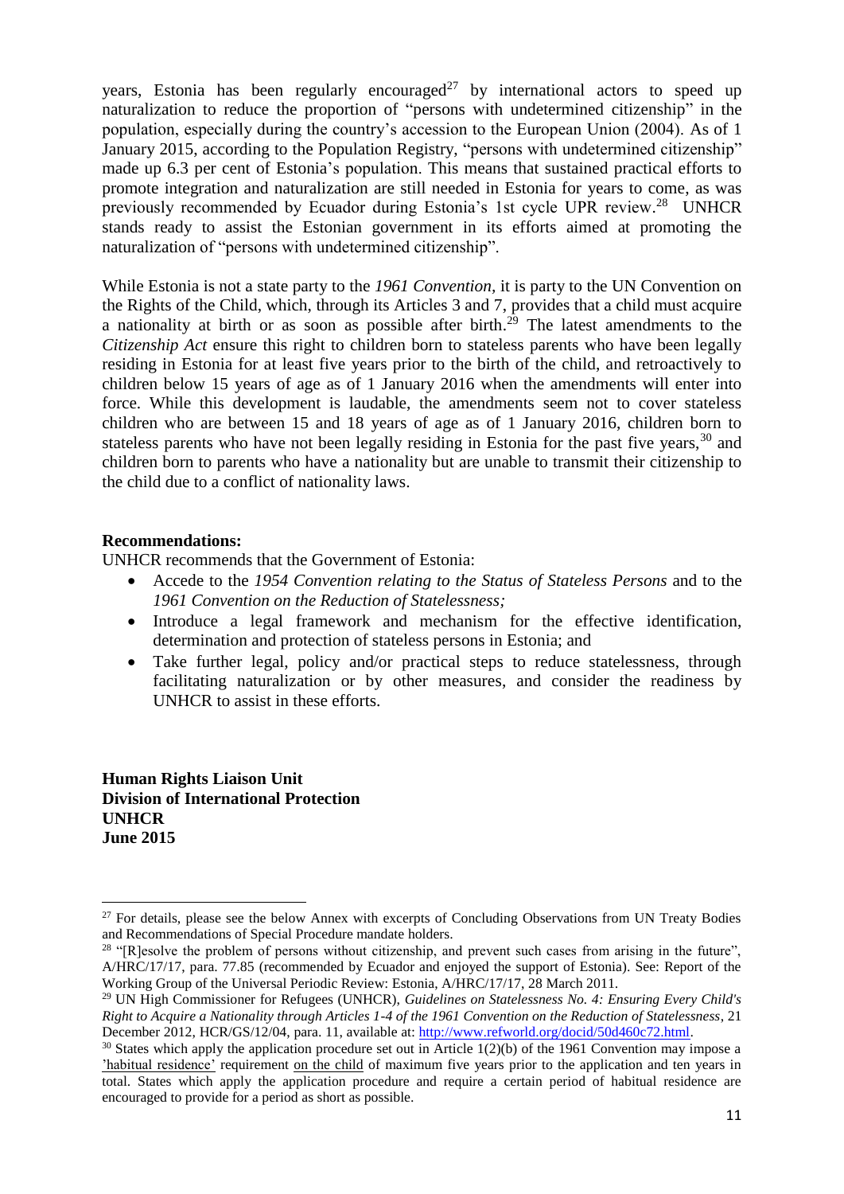years, Estonia has been regularly encouraged[27] by international actors to speed up naturalization to reduce the proportion of "persons with undetermined citizenship" in the population, especially during the country's accession to the European Union (2004). As of 1 January 2015, according to the Population Registry, "persons with undetermined citizenship" made up 6.3 per cent of Estonia's population. This means that sustained practical efforts to promote integration and naturalization are still needed in Estonia for years to come, as was previously recommended by Ecuador during Estonia's 1st cycle UPR review.[28] UNHCR stands ready to assist the Estonian government in its efforts aimed at promoting the naturalization of "persons with undetermined citizenship".

While Estonia is not a state party to the *1961 Convention*, it is party to the UN Convention on the Rights of the Child, which, through its Articles 3 and 7, provides that a child must acquire a nationality at birth or as soon as possible after birth.[29] The latest amendments to the *Citizenship Act* ensure this right to children born to stateless parents who have been legally residing in Estonia for at least five years prior to the birth of the child, and retroactively to children below 15 years of age as of 1 January 2016 when the amendments will enter into force. While this development is laudable, the amendments seem not to cover stateless children who are between 15 and 18 years of age as of 1 January 2016, children born to stateless parents who have not been legally residing in Estonia for the past five years,[30] and children born to parents who have a nationality but are unable to transmit their citizenship to the child due to a conflict of nationality laws.

**Recommendations:**

UNHCR recommends that the Government of Estonia:

- Accede to the *1954 Convention relating to the Status of Stateless Persons* and to the *1961 Convention on the Reduction of Statelessness;*
- Introduce a legal framework and mechanism for the effective identification, determination and protection of stateless persons in Estonia; and
- Take further legal, policy and/or practical steps to reduce statelessness, through facilitating naturalization or by other measures, and consider the readiness by UNHCR to assist in these efforts.

**Human Rights Liaison Unit**
**Division of International Protection**
**UNHCR**
**June 2015**

---

[27] For details, please see the below Annex with excerpts of Concluding Observations from UN Treaty Bodies and Recommendations of Special Procedure mandate holders.

[28] "[R]esolve the problem of persons without citizenship, and prevent such cases from arising in the future", A/HRC/17/17, para. 77.85 (recommended by Ecuador and enjoyed the support of Estonia). See: Report of the Working Group of the Universal Periodic Review: Estonia, A/HRC/17/17, 28 March 2011.

[29] UN High Commissioner for Refugees (UNHCR), *Guidelines on Statelessness No. 4: Ensuring Every Child's Right to Acquire a Nationality through Articles 1-4 of the 1961 Convention on the Reduction of Statelessness*, 21 December 2012, HCR/GS/12/04, para. 11, available at: [http://www.refworld.org/docid/50d460c72.html](http://www.refworld.org/docid/50d460c72.html).

[30] States which apply the application procedure set out in Article 1(2)(b) of the 1961 Convention may impose a 'habitual residence' requirement on the child of maximum five years prior to the application and ten years in total. States which apply the application procedure and require a certain period of habitual residence are encouraged to provide for a period as short as possible.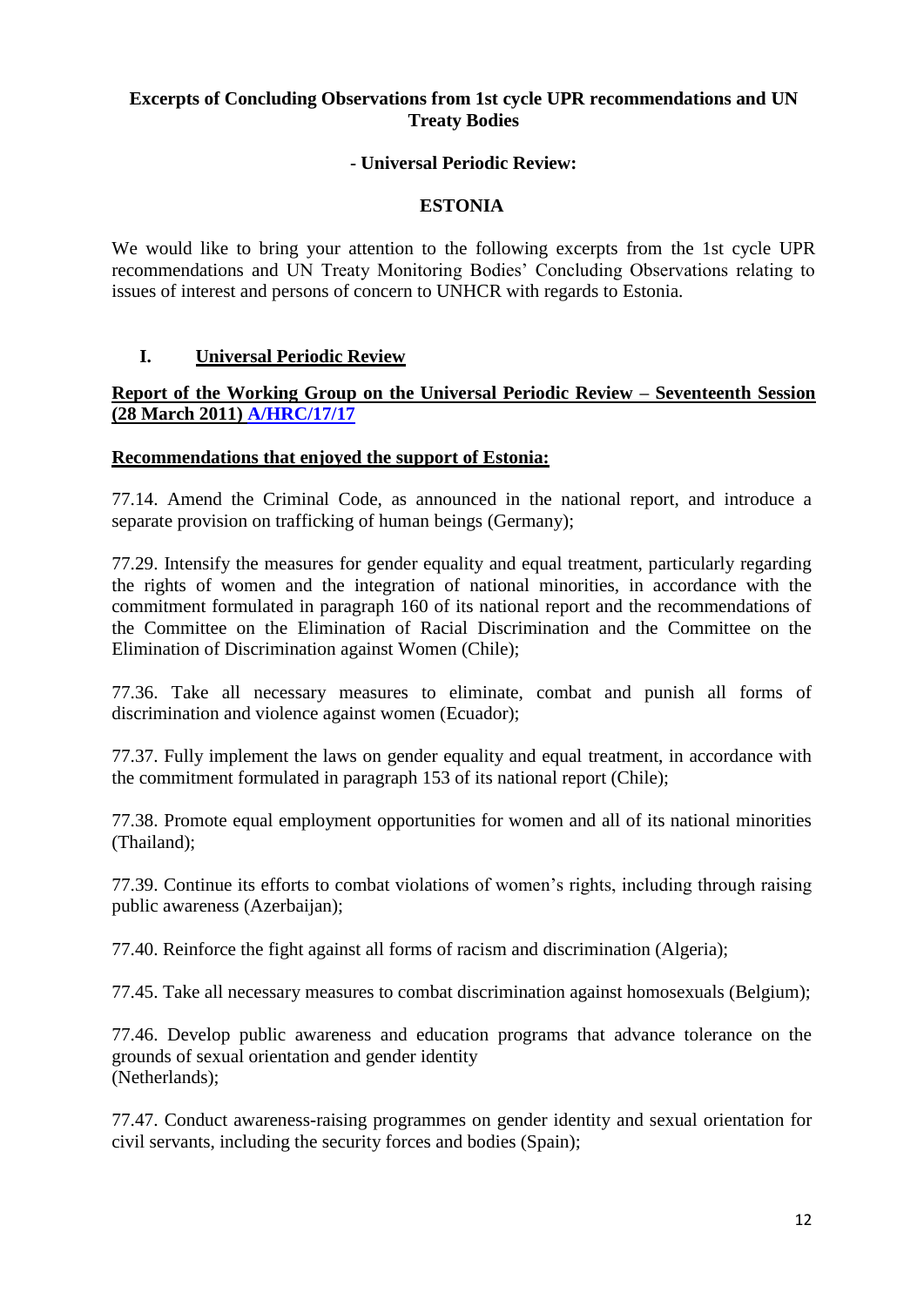**Excerpts of Concluding Observations from 1st cycle UPR recommendations and UN Treaty Bodies**

**- Universal Periodic Review:**

**ESTONIA**

We would like to bring your attention to the following excerpts from the 1st cycle UPR recommendations and UN Treaty Monitoring Bodies' Concluding Observations relating to issues of interest and persons of concern to UNHCR with regards to Estonia.

## I. Universal Periodic Review

### Report of the Working Group on the Universal Periodic Review – Seventeenth Session (28 March 2011) A/HRC/17/17

**Recommendations that enjoyed the support of Estonia:**

77.14. Amend the Criminal Code, as announced in the national report, and introduce a separate provision on trafficking of human beings (Germany);

77.29. Intensify the measures for gender equality and equal treatment, particularly regarding the rights of women and the integration of national minorities, in accordance with the commitment formulated in paragraph 160 of its national report and the recommendations of the Committee on the Elimination of Racial Discrimination and the Committee on the Elimination of Discrimination against Women (Chile);

77.36. Take all necessary measures to eliminate, combat and punish all forms of discrimination and violence against women (Ecuador);

77.37. Fully implement the laws on gender equality and equal treatment, in accordance with the commitment formulated in paragraph 153 of its national report (Chile);

77.38. Promote equal employment opportunities for women and all of its national minorities (Thailand);

77.39. Continue its efforts to combat violations of women's rights, including through raising public awareness (Azerbaijan);

77.40. Reinforce the fight against all forms of racism and discrimination (Algeria);

77.45. Take all necessary measures to combat discrimination against homosexuals (Belgium);

77.46. Develop public awareness and education programs that advance tolerance on the grounds of sexual orientation and gender identity (Netherlands);

77.47. Conduct awareness-raising programmes on gender identity and sexual orientation for civil servants, including the security forces and bodies (Spain);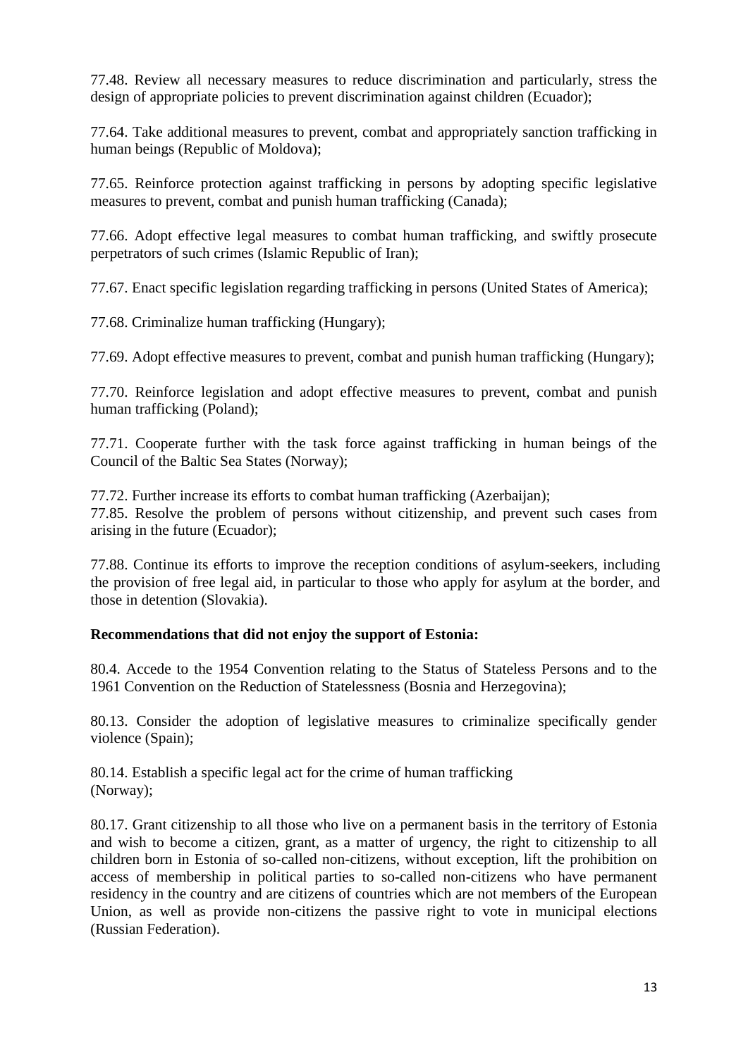77.48. Review all necessary measures to reduce discrimination and particularly, stress the design of appropriate policies to prevent discrimination against children (Ecuador);

77.64. Take additional measures to prevent, combat and appropriately sanction trafficking in human beings (Republic of Moldova);

77.65. Reinforce protection against trafficking in persons by adopting specific legislative measures to prevent, combat and punish human trafficking (Canada);

77.66. Adopt effective legal measures to combat human trafficking, and swiftly prosecute perpetrators of such crimes (Islamic Republic of Iran);

77.67. Enact specific legislation regarding trafficking in persons (United States of America);

77.68. Criminalize human trafficking (Hungary);

77.69. Adopt effective measures to prevent, combat and punish human trafficking (Hungary);

77.70. Reinforce legislation and adopt effective measures to prevent, combat and punish human trafficking (Poland);

77.71. Cooperate further with the task force against trafficking in human beings of the Council of the Baltic Sea States (Norway);

77.72. Further increase its efforts to combat human trafficking (Azerbaijan);

77.85. Resolve the problem of persons without citizenship, and prevent such cases from arising in the future (Ecuador);

77.88. Continue its efforts to improve the reception conditions of asylum-seekers, including the provision of free legal aid, in particular to those who apply for asylum at the border, and those in detention (Slovakia).

**Recommendations that did not enjoy the support of Estonia:**

80.4. Accede to the 1954 Convention relating to the Status of Stateless Persons and to the 1961 Convention on the Reduction of Statelessness (Bosnia and Herzegovina);

80.13. Consider the adoption of legislative measures to criminalize specifically gender violence (Spain);

80.14. Establish a specific legal act for the crime of human trafficking (Norway);

80.17. Grant citizenship to all those who live on a permanent basis in the territory of Estonia and wish to become a citizen, grant, as a matter of urgency, the right to citizenship to all children born in Estonia of so-called non-citizens, without exception, lift the prohibition on access of membership in political parties to so-called non-citizens who have permanent residency in the country and are citizens of countries which are not members of the European Union, as well as provide non-citizens the passive right to vote in municipal elections (Russian Federation).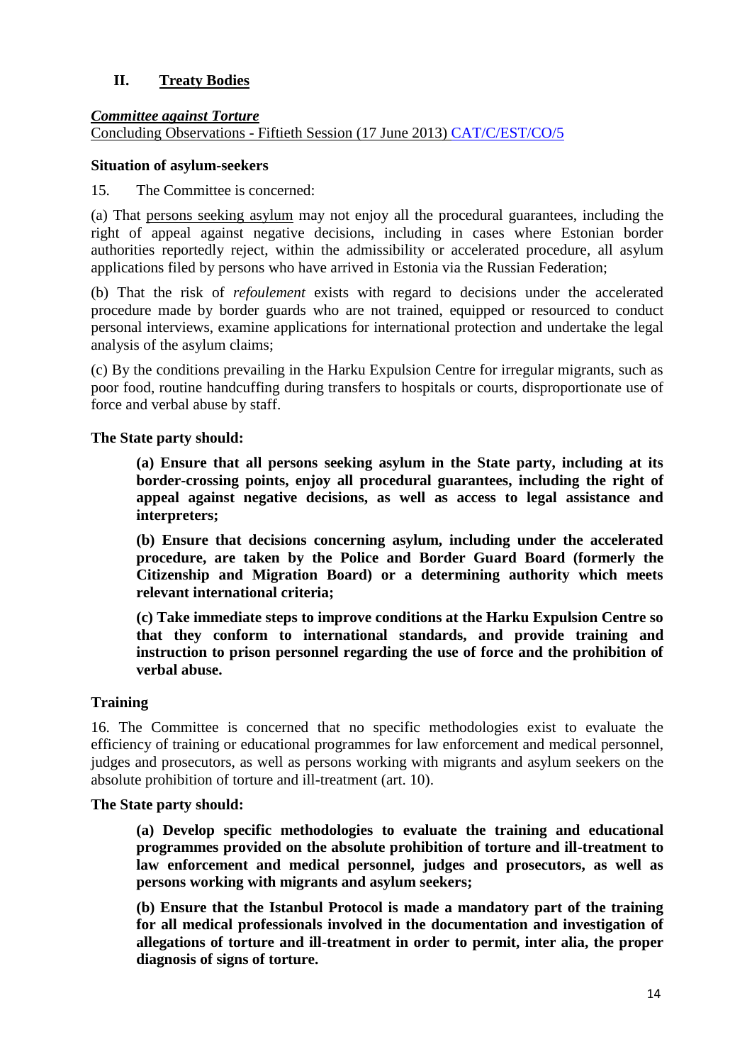## II. Treaty Bodies

***Committee against Torture***

Concluding Observations - Fiftieth Session (17 June 2013) CAT/C/EST/CO/5

**Situation of asylum-seekers**

15. The Committee is concerned:

(a) That persons seeking asylum may not enjoy all the procedural guarantees, including the right of appeal against negative decisions, including in cases where Estonian border authorities reportedly reject, within the admissibility or accelerated procedure, all asylum applications filed by persons who have arrived in Estonia via the Russian Federation;

(b) That the risk of *refoulement* exists with regard to decisions under the accelerated procedure made by border guards who are not trained, equipped or resourced to conduct personal interviews, examine applications for international protection and undertake the legal analysis of the asylum claims;

(c) By the conditions prevailing in the Harku Expulsion Centre for irregular migrants, such as poor food, routine handcuffing during transfers to hospitals or courts, disproportionate use of force and verbal abuse by staff.

**The State party should:**

> **(a) Ensure that all persons seeking asylum in the State party, including at its border-crossing points, enjoy all procedural guarantees, including the right of appeal against negative decisions, as well as access to legal assistance and interpreters;**
>
> **(b) Ensure that decisions concerning asylum, including under the accelerated procedure, are taken by the Police and Border Guard Board (formerly the Citizenship and Migration Board) or a determining authority which meets relevant international criteria;**
>
> **(c) Take immediate steps to improve conditions at the Harku Expulsion Centre so that they conform to international standards, and provide training and instruction to prison personnel regarding the use of force and the prohibition of verbal abuse.**

**Training**

16. The Committee is concerned that no specific methodologies exist to evaluate the efficiency of training or educational programmes for law enforcement and medical personnel, judges and prosecutors, as well as persons working with migrants and asylum seekers on the absolute prohibition of torture and ill-treatment (art. 10).

**The State party should:**

> **(a) Develop specific methodologies to evaluate the training and educational programmes provided on the absolute prohibition of torture and ill-treatment to law enforcement and medical personnel, judges and prosecutors, as well as persons working with migrants and asylum seekers;**
>
> **(b) Ensure that the Istanbul Protocol is made a mandatory part of the training for all medical professionals involved in the documentation and investigation of allegations of torture and ill-treatment in order to permit, inter alia, the proper diagnosis of signs of torture.**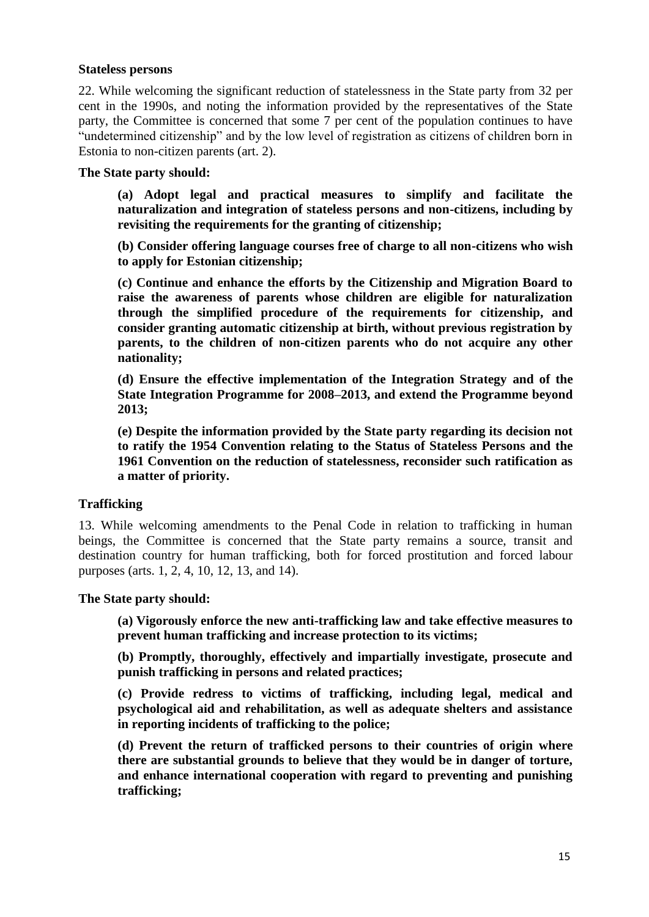**Stateless persons**

22. While welcoming the significant reduction of statelessness in the State party from 32 per cent in the 1990s, and noting the information provided by the representatives of the State party, the Committee is concerned that some 7 per cent of the population continues to have "undetermined citizenship" and by the low level of registration as citizens of children born in Estonia to non-citizen parents (art. 2).

**The State party should:**

> **(a) Adopt legal and practical measures to simplify and facilitate the naturalization and integration of stateless persons and non-citizens, including by revisiting the requirements for the granting of citizenship;**
>
> **(b) Consider offering language courses free of charge to all non-citizens who wish to apply for Estonian citizenship;**
>
> **(c) Continue and enhance the efforts by the Citizenship and Migration Board to raise the awareness of parents whose children are eligible for naturalization through the simplified procedure of the requirements for citizenship, and consider granting automatic citizenship at birth, without previous registration by parents, to the children of non-citizen parents who do not acquire any other nationality;**
>
> **(d) Ensure the effective implementation of the Integration Strategy and of the State Integration Programme for 2008–2013, and extend the Programme beyond 2013;**
>
> **(e) Despite the information provided by the State party regarding its decision not to ratify the 1954 Convention relating to the Status of Stateless Persons and the 1961 Convention on the reduction of statelessness, reconsider such ratification as a matter of priority.**

**Trafficking**

13. While welcoming amendments to the Penal Code in relation to trafficking in human beings, the Committee is concerned that the State party remains a source, transit and destination country for human trafficking, both for forced prostitution and forced labour purposes (arts. 1, 2, 4, 10, 12, 13, and 14).

**The State party should:**

> **(a) Vigorously enforce the new anti-trafficking law and take effective measures to prevent human trafficking and increase protection to its victims;**
>
> **(b) Promptly, thoroughly, effectively and impartially investigate, prosecute and punish trafficking in persons and related practices;**
>
> **(c) Provide redress to victims of trafficking, including legal, medical and psychological aid and rehabilitation, as well as adequate shelters and assistance in reporting incidents of trafficking to the police;**
>
> **(d) Prevent the return of trafficked persons to their countries of origin where there are substantial grounds to believe that they would be in danger of torture, and enhance international cooperation with regard to preventing and punishing trafficking;**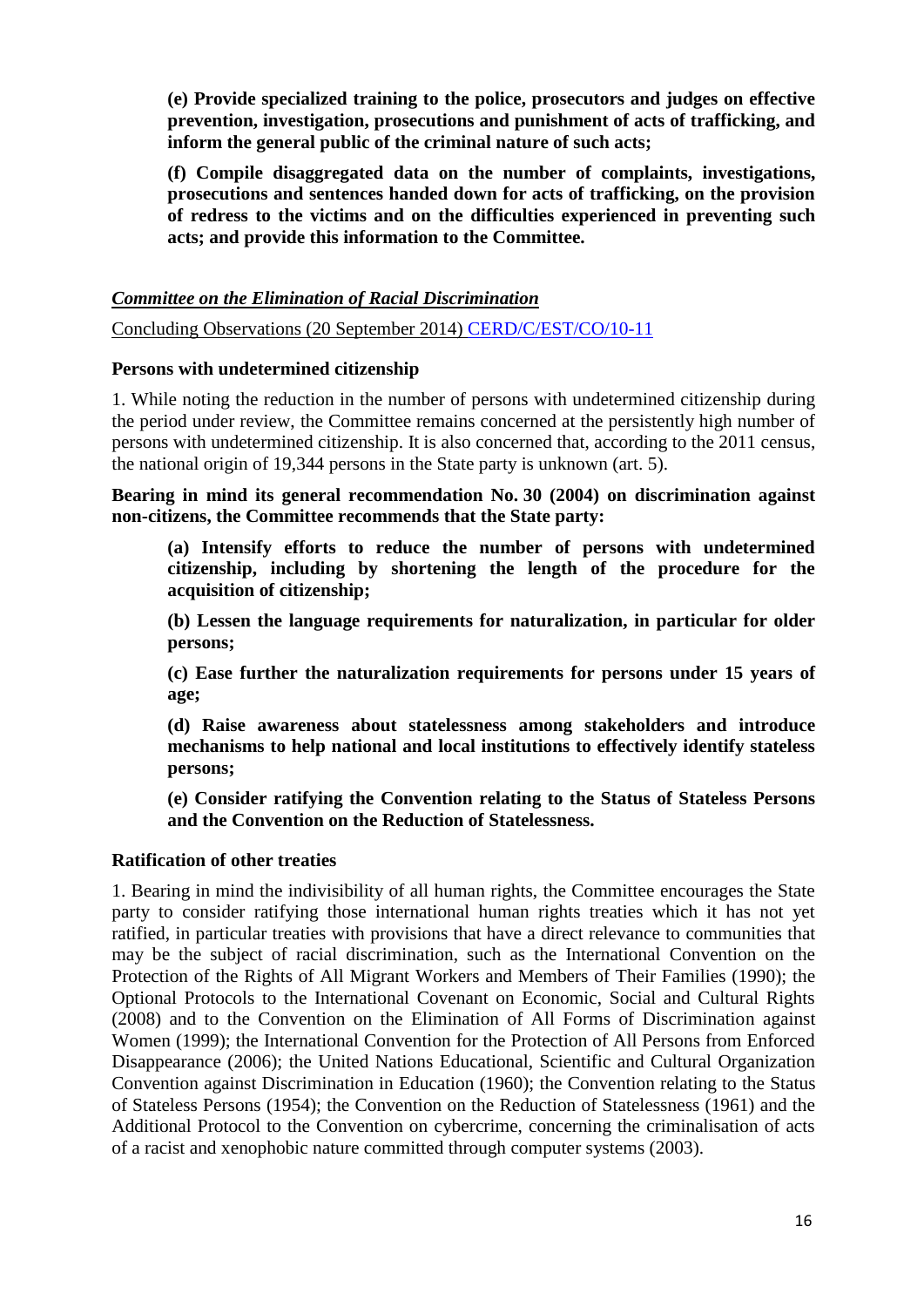**(e) Provide specialized training to the police, prosecutors and judges on effective prevention, investigation, prosecutions and punishment of acts of trafficking, and inform the general public of the criminal nature of such acts;**

**(f) Compile disaggregated data on the number of complaints, investigations, prosecutions and sentences handed down for acts of trafficking, on the provision of redress to the victims and on the difficulties experienced in preventing such acts; and provide this information to the Committee.**

***Committee on the Elimination of Racial Discrimination***

Concluding Observations (20 September 2014) CERD/C/EST/CO/10-11

**Persons with undetermined citizenship**

1. While noting the reduction in the number of persons with undetermined citizenship during the period under review, the Committee remains concerned at the persistently high number of persons with undetermined citizenship. It is also concerned that, according to the 2011 census, the national origin of 19,344 persons in the State party is unknown (art. 5).

**Bearing in mind its general recommendation No. 30 (2004) on discrimination against non-citizens, the Committee recommends that the State party:**

**(a) Intensify efforts to reduce the number of persons with undetermined citizenship, including by shortening the length of the procedure for the acquisition of citizenship;**

**(b) Lessen the language requirements for naturalization, in particular for older persons;**

**(c) Ease further the naturalization requirements for persons under 15 years of age;**

**(d) Raise awareness about statelessness among stakeholders and introduce mechanisms to help national and local institutions to effectively identify stateless persons;**

**(e) Consider ratifying the Convention relating to the Status of Stateless Persons and the Convention on the Reduction of Statelessness.**

**Ratification of other treaties**

1. Bearing in mind the indivisibility of all human rights, the Committee encourages the State party to consider ratifying those international human rights treaties which it has not yet ratified, in particular treaties with provisions that have a direct relevance to communities that may be the subject of racial discrimination, such as the International Convention on the Protection of the Rights of All Migrant Workers and Members of Their Families (1990); the Optional Protocols to the International Covenant on Economic, Social and Cultural Rights (2008) and to the Convention on the Elimination of All Forms of Discrimination against Women (1999); the International Convention for the Protection of All Persons from Enforced Disappearance (2006); the United Nations Educational, Scientific and Cultural Organization Convention against Discrimination in Education (1960); the Convention relating to the Status of Stateless Persons (1954); the Convention on the Reduction of Statelessness (1961) and the Additional Protocol to the Convention on cybercrime, concerning the criminalisation of acts of a racist and xenophobic nature committed through computer systems (2003).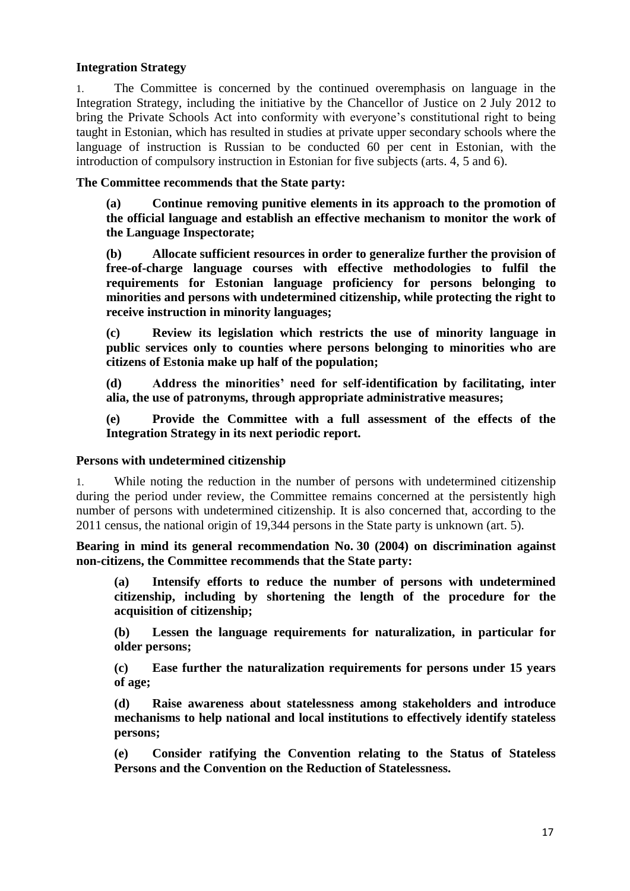**Integration Strategy**

1. The Committee is concerned by the continued overemphasis on language in the Integration Strategy, including the initiative by the Chancellor of Justice on 2 July 2012 to bring the Private Schools Act into conformity with everyone's constitutional right to being taught in Estonian, which has resulted in studies at private upper secondary schools where the language of instruction is Russian to be conducted 60 per cent in Estonian, with the introduction of compulsory instruction in Estonian for five subjects (arts. 4, 5 and 6).

**The Committee recommends that the State party:**

**(a) Continue removing punitive elements in its approach to the promotion of the official language and establish an effective mechanism to monitor the work of the Language Inspectorate;**

**(b) Allocate sufficient resources in order to generalize further the provision of free-of-charge language courses with effective methodologies to fulfil the requirements for Estonian language proficiency for persons belonging to minorities and persons with undetermined citizenship, while protecting the right to receive instruction in minority languages;**

**(c) Review its legislation which restricts the use of minority language in public services only to counties where persons belonging to minorities who are citizens of Estonia make up half of the population;**

**(d) Address the minorities' need for self-identification by facilitating, inter alia, the use of patronyms, through appropriate administrative measures;**

**(e) Provide the Committee with a full assessment of the effects of the Integration Strategy in its next periodic report.**

**Persons with undetermined citizenship**

1. While noting the reduction in the number of persons with undetermined citizenship during the period under review, the Committee remains concerned at the persistently high number of persons with undetermined citizenship. It is also concerned that, according to the 2011 census, the national origin of 19,344 persons in the State party is unknown (art. 5).

**Bearing in mind its general recommendation No. 30 (2004) on discrimination against non-citizens, the Committee recommends that the State party:**

**(a) Intensify efforts to reduce the number of persons with undetermined citizenship, including by shortening the length of the procedure for the acquisition of citizenship;**

**(b) Lessen the language requirements for naturalization, in particular for older persons;**

**(c) Ease further the naturalization requirements for persons under 15 years of age;**

**(d) Raise awareness about statelessness among stakeholders and introduce mechanisms to help national and local institutions to effectively identify stateless persons;**

**(e) Consider ratifying the Convention relating to the Status of Stateless Persons and the Convention on the Reduction of Statelessness.**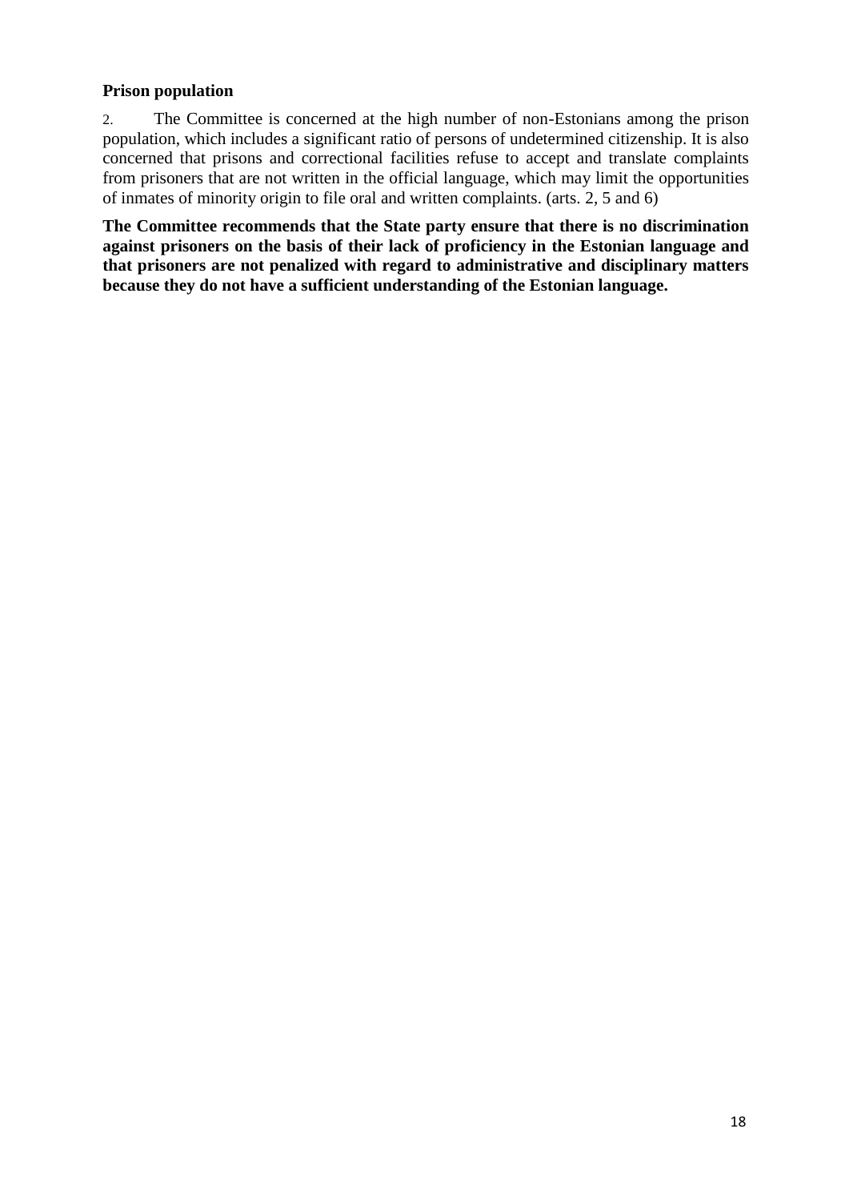**Prison population**

2. The Committee is concerned at the high number of non-Estonians among the prison population, which includes a significant ratio of persons of undetermined citizenship. It is also concerned that prisons and correctional facilities refuse to accept and translate complaints from prisoners that are not written in the official language, which may limit the opportunities of inmates of minority origin to file oral and written complaints. (arts. 2, 5 and 6)

**The Committee recommends that the State party ensure that there is no discrimination against prisoners on the basis of their lack of proficiency in the Estonian language and that prisoners are not penalized with regard to administrative and disciplinary matters because they do not have a sufficient understanding of the Estonian language.**